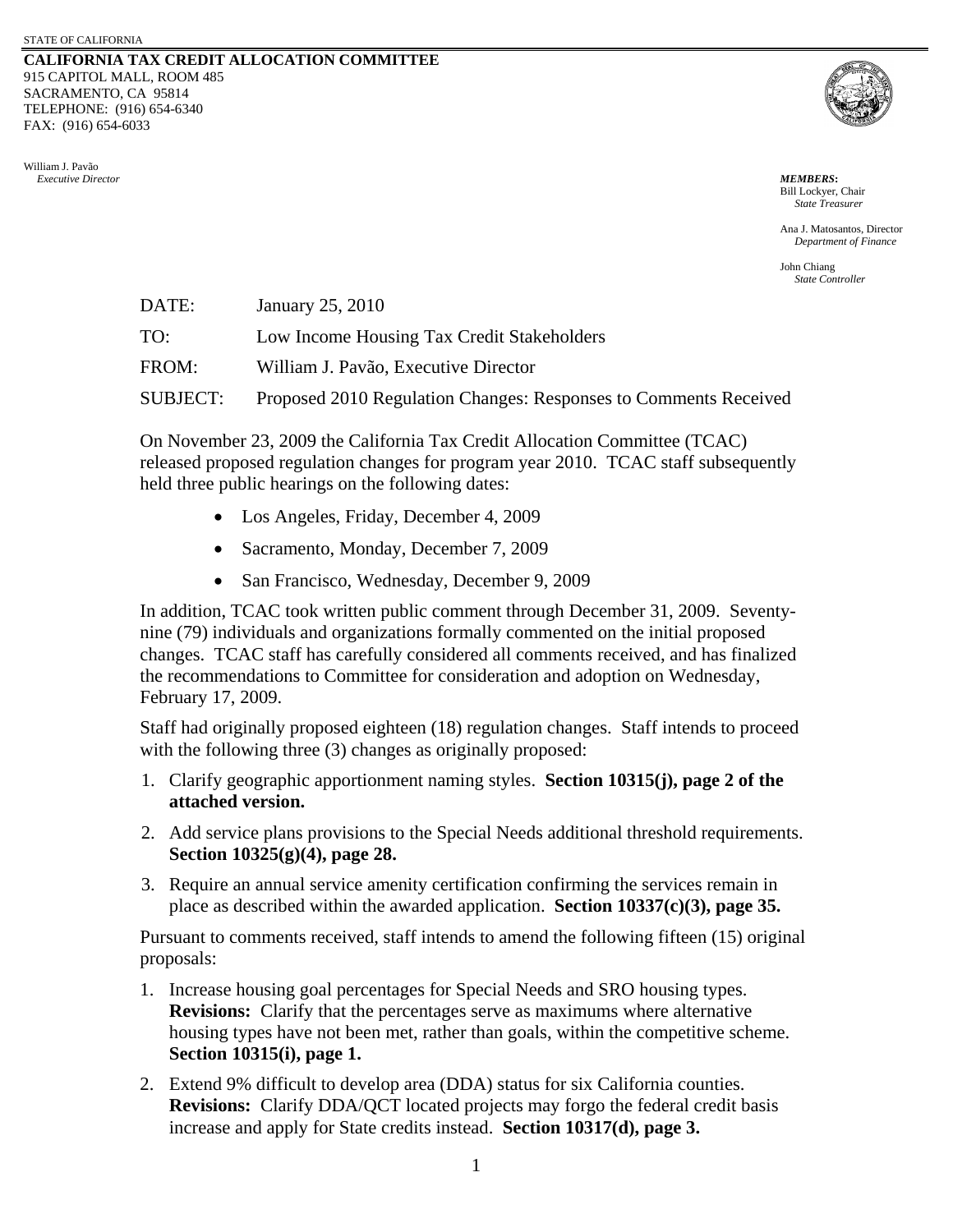STATE OF CALIFORNIA

**CALIFORNIA TAX CREDIT ALLOCATION COMMITTEE**
915 CAPITOL MALL, ROOM 485
SACRAMENTO, CA 95814
TELEPHONE: (916) 654-6340
FAX: (916) 654-6033

William J. Pavão
*Executive Director*

***MEMBERS*:**
Bill Lockyer, Chair
*State Treasurer*

Ana J. Matosantos, Director
*Department of Finance*

John Chiang
*State Controller*

DATE: January 25, 2010

TO: Low Income Housing Tax Credit Stakeholders

FROM: William J. Pavão, Executive Director

SUBJECT: Proposed 2010 Regulation Changes: Responses to Comments Received

On November 23, 2009 the California Tax Credit Allocation Committee (TCAC) released proposed regulation changes for program year 2010. TCAC staff subsequently held three public hearings on the following dates:

- Los Angeles, Friday, December 4, 2009
- Sacramento, Monday, December 7, 2009
- San Francisco, Wednesday, December 9, 2009

In addition, TCAC took written public comment through December 31, 2009. Seventy-nine (79) individuals and organizations formally commented on the initial proposed changes. TCAC staff has carefully considered all comments received, and has finalized the recommendations to Committee for consideration and adoption on Wednesday, February 17, 2009.

Staff had originally proposed eighteen (18) regulation changes. Staff intends to proceed with the following three (3) changes as originally proposed:

1. Clarify geographic apportionment naming styles. **Section 10315(j), page 2 of the attached version.**
2. Add service plans provisions to the Special Needs additional threshold requirements. **Section 10325(g)(4), page 28.**
3. Require an annual service amenity certification confirming the services remain in place as described within the awarded application. **Section 10337(c)(3), page 35.**

Pursuant to comments received, staff intends to amend the following fifteen (15) original proposals:

1. Increase housing goal percentages for Special Needs and SRO housing types. **Revisions:** Clarify that the percentages serve as maximums where alternative housing types have not been met, rather than goals, within the competitive scheme. **Section 10315(i), page 1.**
2. Extend 9% difficult to develop area (DDA) status for six California counties. **Revisions:** Clarify DDA/QCT located projects may forgo the federal credit basis increase and apply for State credits instead. **Section 10317(d), page 3.**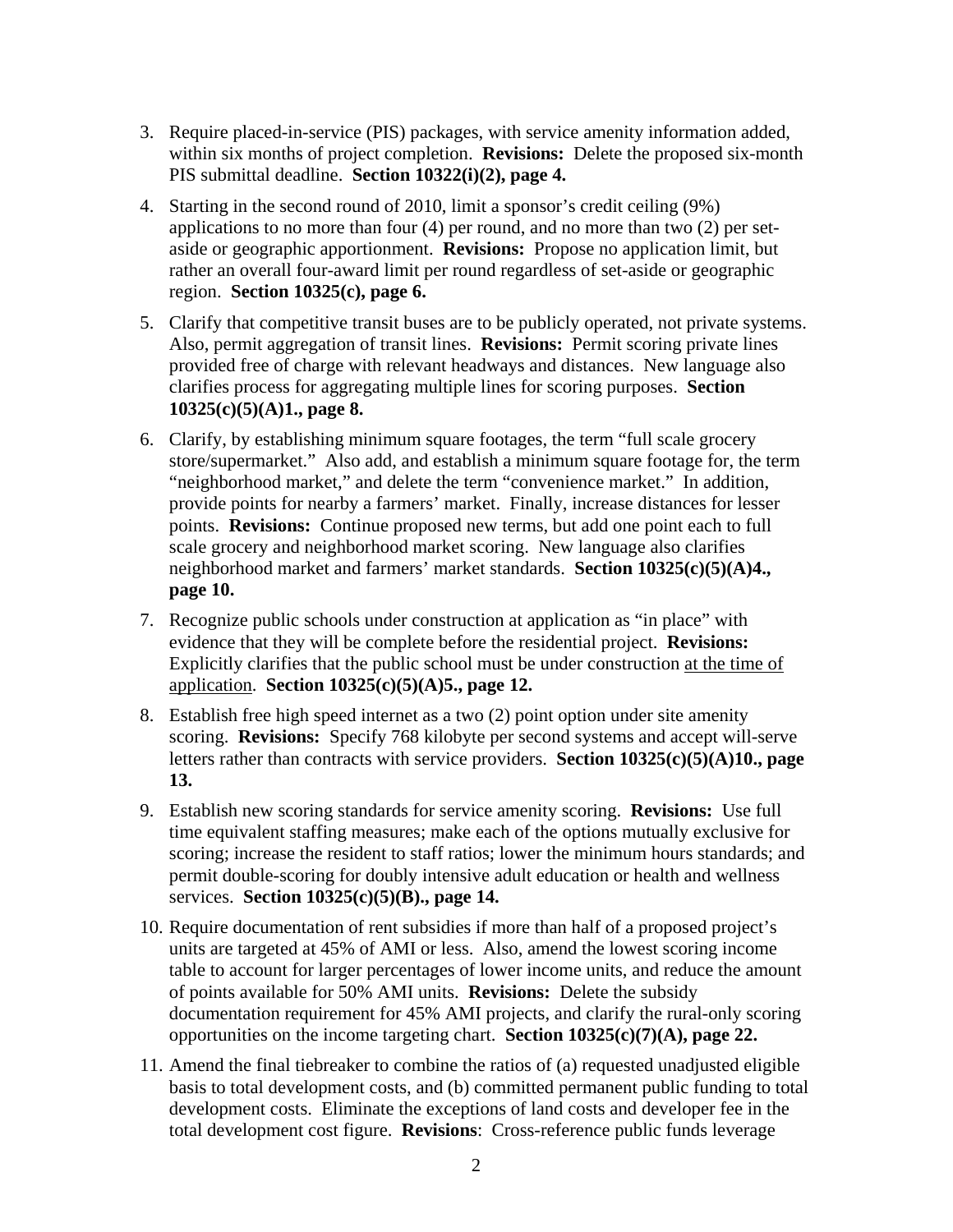3. Require placed-in-service (PIS) packages, with service amenity information added, within six months of project completion. **Revisions:** Delete the proposed six-month PIS submittal deadline. **Section 10322(i)(2), page 4.**

4. Starting in the second round of 2010, limit a sponsor's credit ceiling (9%) applications to no more than four (4) per round, and no more than two (2) per set-aside or geographic apportionment. **Revisions:** Propose no application limit, but rather an overall four-award limit per round regardless of set-aside or geographic region. **Section 10325(c), page 6.**

5. Clarify that competitive transit buses are to be publicly operated, not private systems. Also, permit aggregation of transit lines. **Revisions:** Permit scoring private lines provided free of charge with relevant headways and distances. New language also clarifies process for aggregating multiple lines for scoring purposes. **Section 10325(c)(5)(A)1., page 8.**

6. Clarify, by establishing minimum square footages, the term "full scale grocery store/supermarket." Also add, and establish a minimum square footage for, the term "neighborhood market," and delete the term "convenience market." In addition, provide points for nearby a farmers' market. Finally, increase distances for lesser points. **Revisions:** Continue proposed new terms, but add one point each to full scale grocery and neighborhood market scoring. New language also clarifies neighborhood market and farmers' market standards. **Section 10325(c)(5)(A)4., page 10.**

7. Recognize public schools under construction at application as "in place" with evidence that they will be complete before the residential project. **Revisions:** Explicitly clarifies that the public school must be under construction <u>at the time of application</u>. **Section 10325(c)(5)(A)5., page 12.**

8. Establish free high speed internet as a two (2) point option under site amenity scoring. **Revisions:** Specify 768 kilobyte per second systems and accept will-serve letters rather than contracts with service providers. **Section 10325(c)(5)(A)10., page 13.**

9. Establish new scoring standards for service amenity scoring. **Revisions:** Use full time equivalent staffing measures; make each of the options mutually exclusive for scoring; increase the resident to staff ratios; lower the minimum hours standards; and permit double-scoring for doubly intensive adult education or health and wellness services. **Section 10325(c)(5)(B)., page 14.**

10. Require documentation of rent subsidies if more than half of a proposed project's units are targeted at 45% of AMI or less. Also, amend the lowest scoring income table to account for larger percentages of lower income units, and reduce the amount of points available for 50% AMI units. **Revisions:** Delete the subsidy documentation requirement for 45% AMI projects, and clarify the rural-only scoring opportunities on the income targeting chart. **Section 10325(c)(7)(A), page 22.**

11. Amend the final tiebreaker to combine the ratios of (a) requested unadjusted eligible basis to total development costs, and (b) committed permanent public funding to total development costs. Eliminate the exceptions of land costs and developer fee in the total development cost figure. **Revisions**: Cross-reference public funds leverage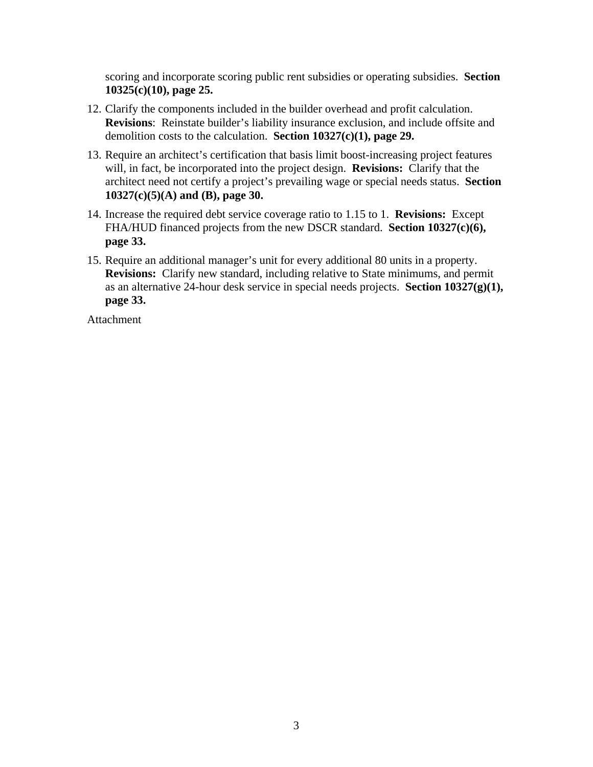scoring and incorporate scoring public rent subsidies or operating subsidies. **Section 10325(c)(10), page 25.**

12. Clarify the components included in the builder overhead and profit calculation. **Revisions**: Reinstate builder's liability insurance exclusion, and include offsite and demolition costs to the calculation. **Section 10327(c)(1), page 29.**
13. Require an architect's certification that basis limit boost-increasing project features will, in fact, be incorporated into the project design. **Revisions:** Clarify that the architect need not certify a project's prevailing wage or special needs status. **Section 10327(c)(5)(A) and (B), page 30.**
14. Increase the required debt service coverage ratio to 1.15 to 1. **Revisions:** Except FHA/HUD financed projects from the new DSCR standard. **Section 10327(c)(6), page 33.**
15. Require an additional manager's unit for every additional 80 units in a property. **Revisions:** Clarify new standard, including relative to State minimums, and permit as an alternative 24-hour desk service in special needs projects. **Section 10327(g)(1), page 33.**

Attachment